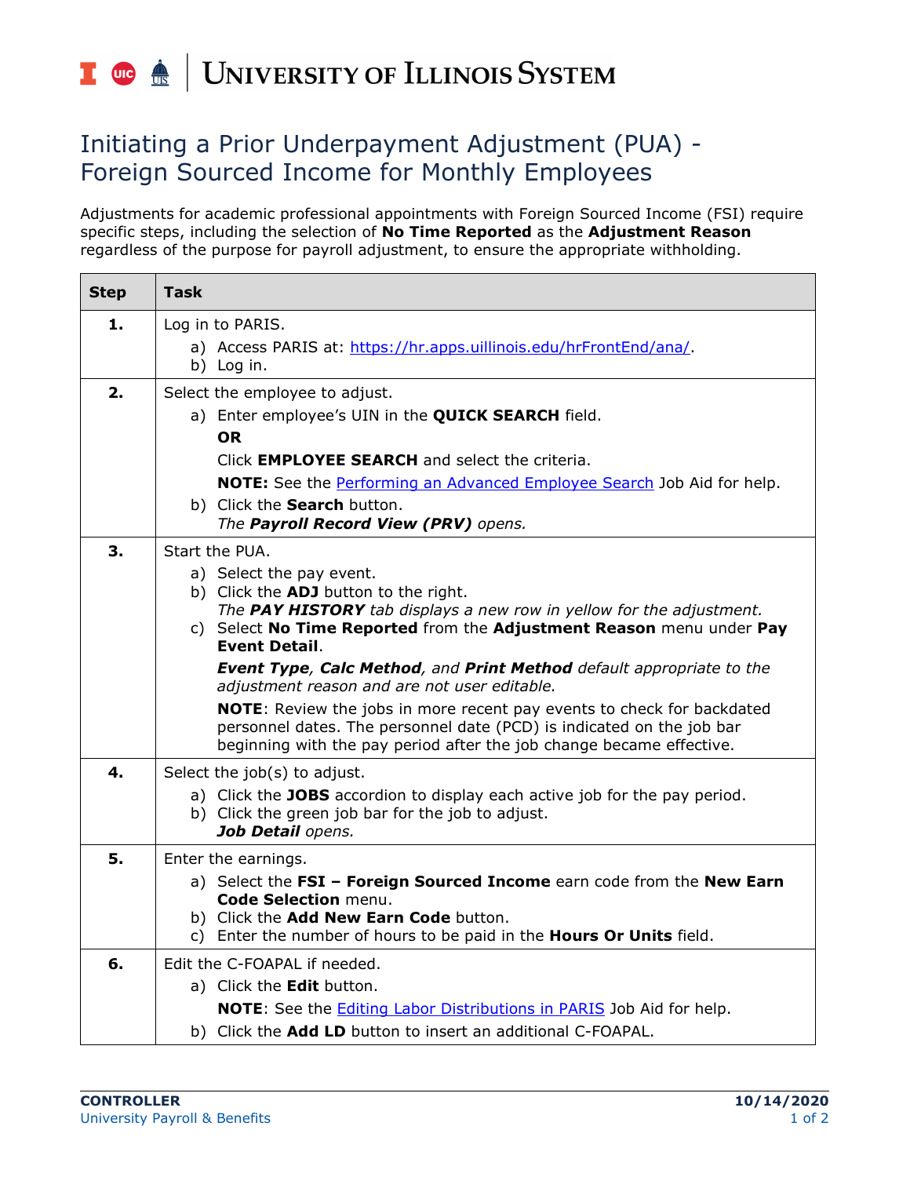University of Illinois System

# Initiating a Prior Underpayment Adjustment (PUA) - Foreign Sourced Income for Monthly Employees

Adjustments for academic professional appointments with Foreign Sourced Income (FSI) require specific steps, including the selection of **No Time Reported** as the **Adjustment Reason** regardless of the purpose for payroll adjustment, to ensure the appropriate withholding.

| Step | Task |
|---|---|
| **1.** | Log in to PARIS.<br>a) Access PARIS at: [https://hr.apps.uillinois.edu/hrFrontEnd/ana/](https://hr.apps.uillinois.edu/hrFrontEnd/ana/).<br>b) Log in. |
| **2.** | Select the employee to adjust.<br>a) Enter employee's UIN in the **QUICK SEARCH** field.<br>**OR**<br>Click **EMPLOYEE SEARCH** and select the criteria.<br>**NOTE:** See the Performing an Advanced Employee Search Job Aid for help.<br>b) Click the **Search** button.<br>*The **Payroll Record View (PRV)** opens.* |
| **3.** | Start the PUA.<br>a) Select the pay event.<br>b) Click the **ADJ** button to the right.<br>*The **PAY HISTORY** tab displays a new row in yellow for the adjustment.*<br>c) Select **No Time Reported** from the **Adjustment Reason** menu under **Pay Event Detail**.<br>***Event Type**, **Calc Method**, and **Print Method** default appropriate to the adjustment reason and are not user editable.*<br>**NOTE**: Review the jobs in more recent pay events to check for backdated personnel dates. The personnel date (PCD) is indicated on the job bar beginning with the pay period after the job change became effective. |
| **4.** | Select the job(s) to adjust.<br>a) Click the **JOBS** accordion to display each active job for the pay period.<br>b) Click the green job bar for the job to adjust.<br>***Job Detail** opens.* |
| **5.** | Enter the earnings.<br>a) Select the **FSI – Foreign Sourced Income** earn code from the **New Earn Code Selection** menu.<br>b) Click the **Add New Earn Code** button.<br>c) Enter the number of hours to be paid in the **Hours Or Units** field. |
| **6.** | Edit the C-FOAPAL if needed.<br>a) Click the **Edit** button.<br>**NOTE**: See the Editing Labor Distributions in PARIS Job Aid for help.<br>b) Click the **Add LD** button to insert an additional C-FOAPAL. |

**CONTROLLER**
University Payroll & Benefits

**10/14/2020**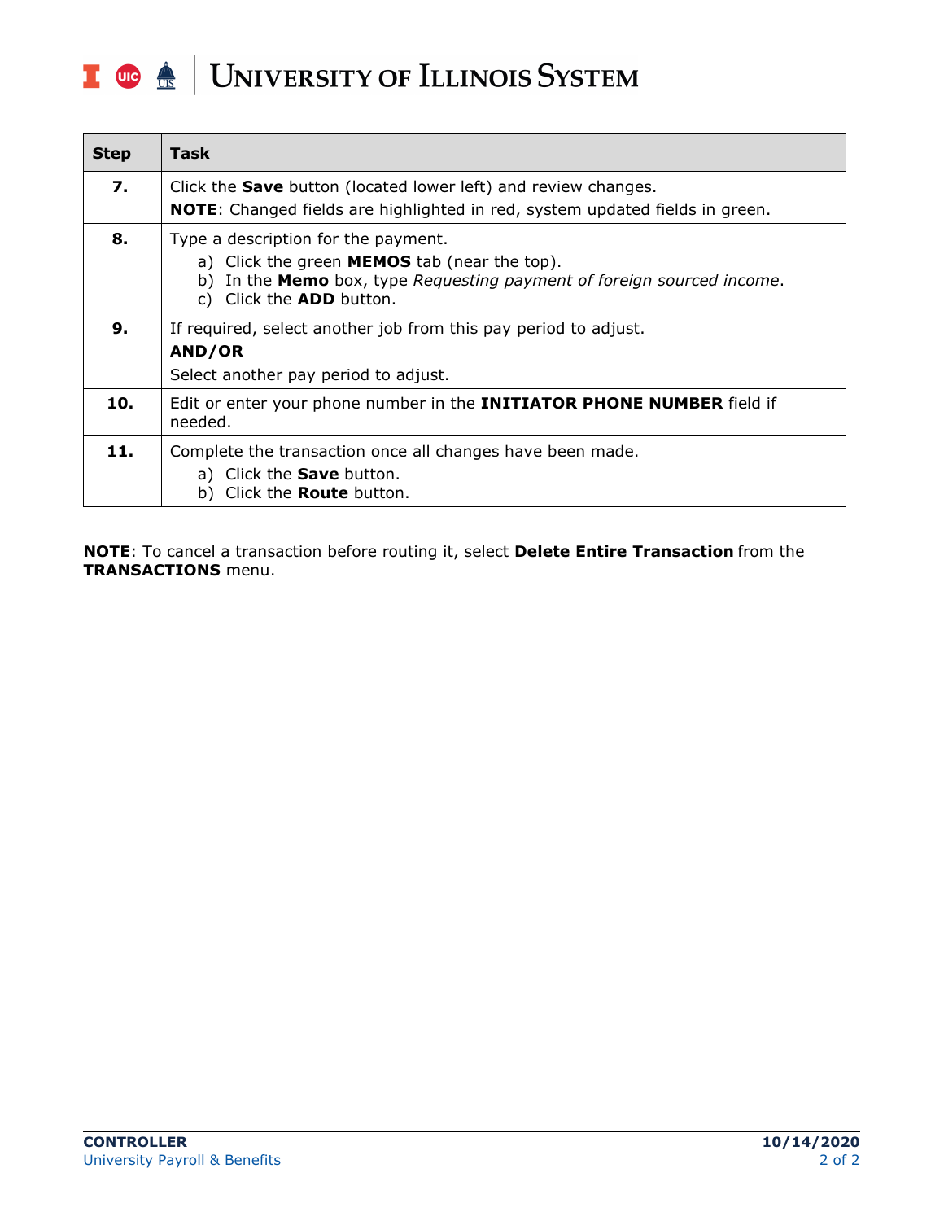| Step | Task |
|---|---|
| **7.** | Click the **Save** button (located lower left) and review changes.<br>**NOTE**: Changed fields are highlighted in red, system updated fields in green. |
| **8.** | Type a description for the payment.<br>a) Click the green **MEMOS** tab (near the top).<br>b) In the **Memo** box, type *Requesting payment of foreign sourced income*.<br>c) Click the **ADD** button. |
| **9.** | If required, select another job from this pay period to adjust.<br>**AND/OR**<br>Select another pay period to adjust. |
| **10.** | Edit or enter your phone number in the **INITIATOR PHONE NUMBER** field if needed. |
| **11.** | Complete the transaction once all changes have been made.<br>a) Click the **Save** button.<br>b) Click the **Route** button. |

**NOTE**: To cancel a transaction before routing it, select **Delete Entire Transaction** from the **TRANSACTIONS** menu.